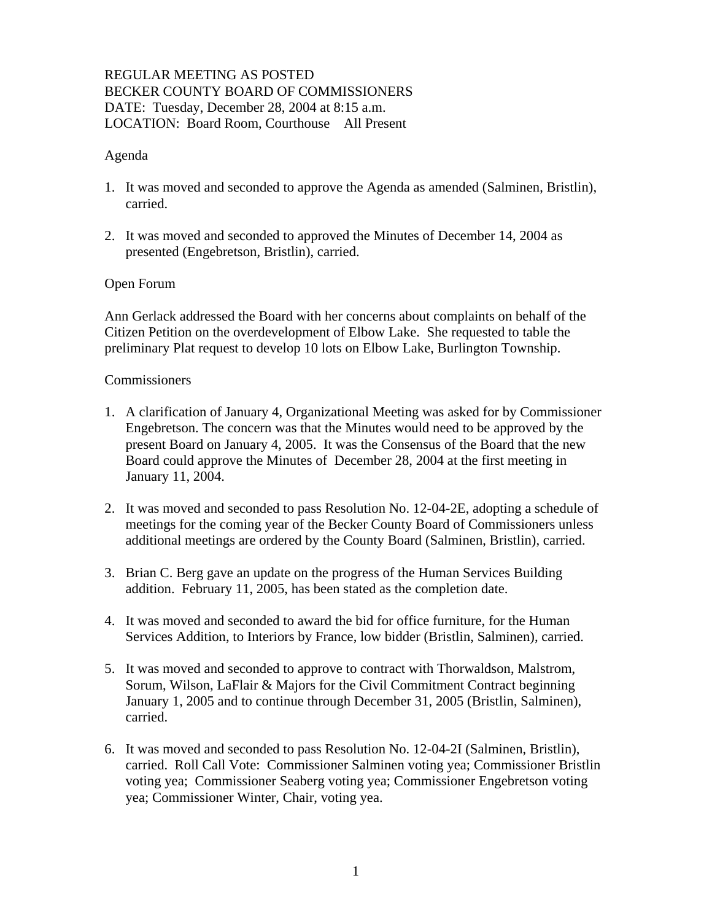REGULAR MEETING AS POSTED
BECKER COUNTY BOARD OF COMMISSIONERS
DATE: Tuesday, December 28, 2004 at 8:15 a.m.
LOCATION: Board Room, Courthouse All Present

Agenda

1. It was moved and seconded to approve the Agenda as amended (Salminen, Bristlin), carried.

2. It was moved and seconded to approved the Minutes of December 14, 2004 as presented (Engebretson, Bristlin), carried.

Open Forum

Ann Gerlack addressed the Board with her concerns about complaints on behalf of the Citizen Petition on the overdevelopment of Elbow Lake. She requested to table the preliminary Plat request to develop 10 lots on Elbow Lake, Burlington Township.

Commissioners

1. A clarification of January 4, Organizational Meeting was asked for by Commissioner Engebretson. The concern was that the Minutes would need to be approved by the present Board on January 4, 2005. It was the Consensus of the Board that the new Board could approve the Minutes of December 28, 2004 at the first meeting in January 11, 2004.

2. It was moved and seconded to pass Resolution No. 12-04-2E, adopting a schedule of meetings for the coming year of the Becker County Board of Commissioners unless additional meetings are ordered by the County Board (Salminen, Bristlin), carried.

3. Brian C. Berg gave an update on the progress of the Human Services Building addition. February 11, 2005, has been stated as the completion date.

4. It was moved and seconded to award the bid for office furniture, for the Human Services Addition, to Interiors by France, low bidder (Bristlin, Salminen), carried.

5. It was moved and seconded to approve to contract with Thorwaldson, Malstrom, Sorum, Wilson, LaFlair & Majors for the Civil Commitment Contract beginning January 1, 2005 and to continue through December 31, 2005 (Bristlin, Salminen), carried.

6. It was moved and seconded to pass Resolution No. 12-04-2I (Salminen, Bristlin), carried. Roll Call Vote: Commissioner Salminen voting yea; Commissioner Bristlin voting yea; Commissioner Seaberg voting yea; Commissioner Engebretson voting yea; Commissioner Winter, Chair, voting yea.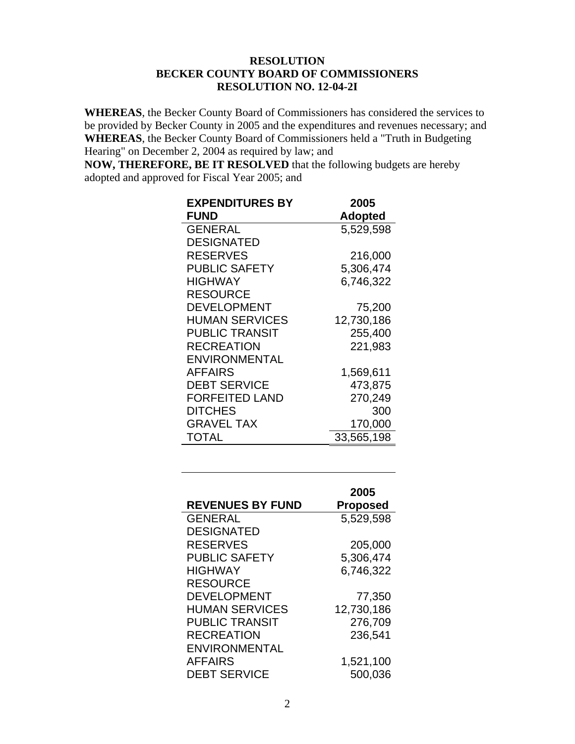**RESOLUTION**
**BECKER COUNTY BOARD OF COMMISSIONERS**
**RESOLUTION NO. 12-04-2I**

**WHEREAS**, the Becker County Board of Commissioners has considered the services to be provided by Becker County in 2005 and the expenditures and revenues necessary; and
**WHEREAS**, the Becker County Board of Commissioners held a "Truth in Budgeting Hearing" on December 2, 2004 as required by law; and
**NOW, THEREFORE, BE IT RESOLVED** that the following budgets are hereby adopted and approved for Fiscal Year 2005; and

| EXPENDITURES BY FUND | 2005 Adopted |
|---|---:|
| GENERAL | 5,529,598 |
| DESIGNATED RESERVES | 216,000 |
| PUBLIC SAFETY | 5,306,474 |
| HIGHWAY | 6,746,322 |
| RESOURCE DEVELOPMENT | 75,200 |
| HUMAN SERVICES | 12,730,186 |
| PUBLIC TRANSIT | 255,400 |
| RECREATION | 221,983 |
| ENVIRONMENTAL AFFAIRS | 1,569,611 |
| DEBT SERVICE | 473,875 |
| FORFEITED LAND | 270,249 |
| DITCHES | 300 |
| GRAVEL TAX | 170,000 |
| TOTAL | 33,565,198 |

| REVENUES BY FUND | 2005 Proposed |
|---|---:|
| GENERAL | 5,529,598 |
| DESIGNATED RESERVES | 205,000 |
| PUBLIC SAFETY | 5,306,474 |
| HIGHWAY | 6,746,322 |
| RESOURCE DEVELOPMENT | 77,350 |
| HUMAN SERVICES | 12,730,186 |
| PUBLIC TRANSIT | 276,709 |
| RECREATION | 236,541 |
| ENVIRONMENTAL AFFAIRS | 1,521,100 |
| DEBT SERVICE | 500,036 |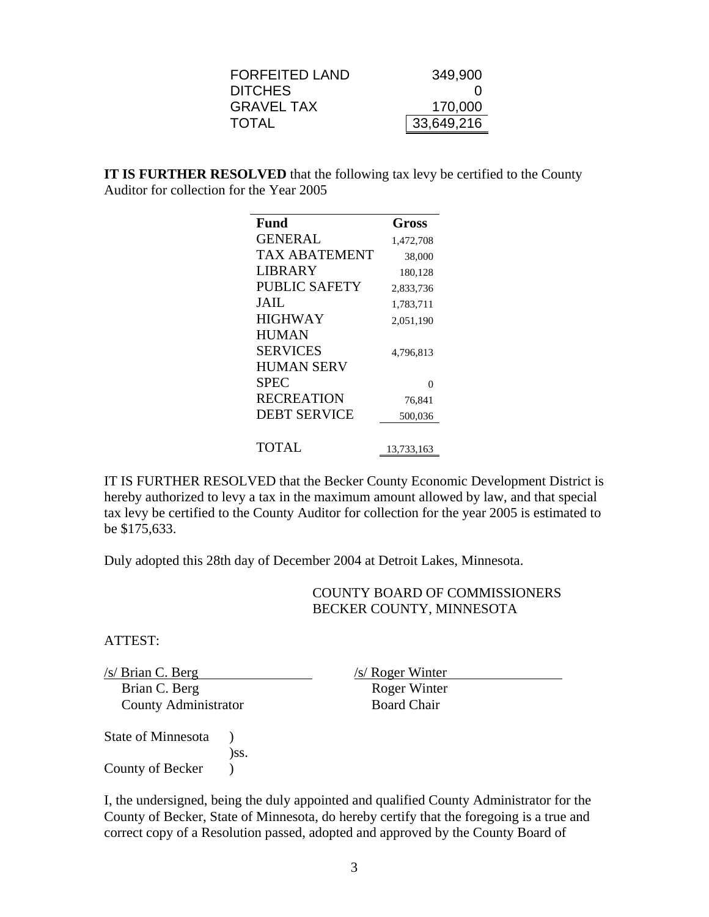| | |
|---|---|
| FORFEITED LAND | 349,900 |
| DITCHES | 0 |
| GRAVEL TAX | 170,000 |
| TOTAL | 33,649,216 |

**IT IS FURTHER RESOLVED** that the following tax levy be certified to the County Auditor for collection for the Year 2005

| Fund | Gross |
|---|---|
| GENERAL | 1,472,708 |
| TAX ABATEMENT | 38,000 |
| LIBRARY | 180,128 |
| PUBLIC SAFETY | 2,833,736 |
| JAIL | 1,783,711 |
| HIGHWAY | 2,051,190 |
| HUMAN SERVICES | 4,796,813 |
| HUMAN SERV SPEC | 0 |
| RECREATION | 76,841 |
| DEBT SERVICE | 500,036 |
| TOTAL | 13,733,163 |

IT IS FURTHER RESOLVED that the Becker County Economic Development District is hereby authorized to levy a tax in the maximum amount allowed by law, and that special tax levy be certified to the County Auditor for collection for the year 2005 is estimated to be $175,633.

Duly adopted this 28th day of December 2004 at Detroit Lakes, Minnesota.

COUNTY BOARD OF COMMISSIONERS
BECKER COUNTY, MINNESOTA

ATTEST:

/s/ Brian C. Berg
Brian C. Berg
County Administrator

/s/ Roger Winter
Roger Winter
Board Chair

State of Minnesota )
)ss.
County of Becker )

I, the undersigned, being the duly appointed and qualified County Administrator for the County of Becker, State of Minnesota, do hereby certify that the foregoing is a true and correct copy of a Resolution passed, adopted and approved by the County Board of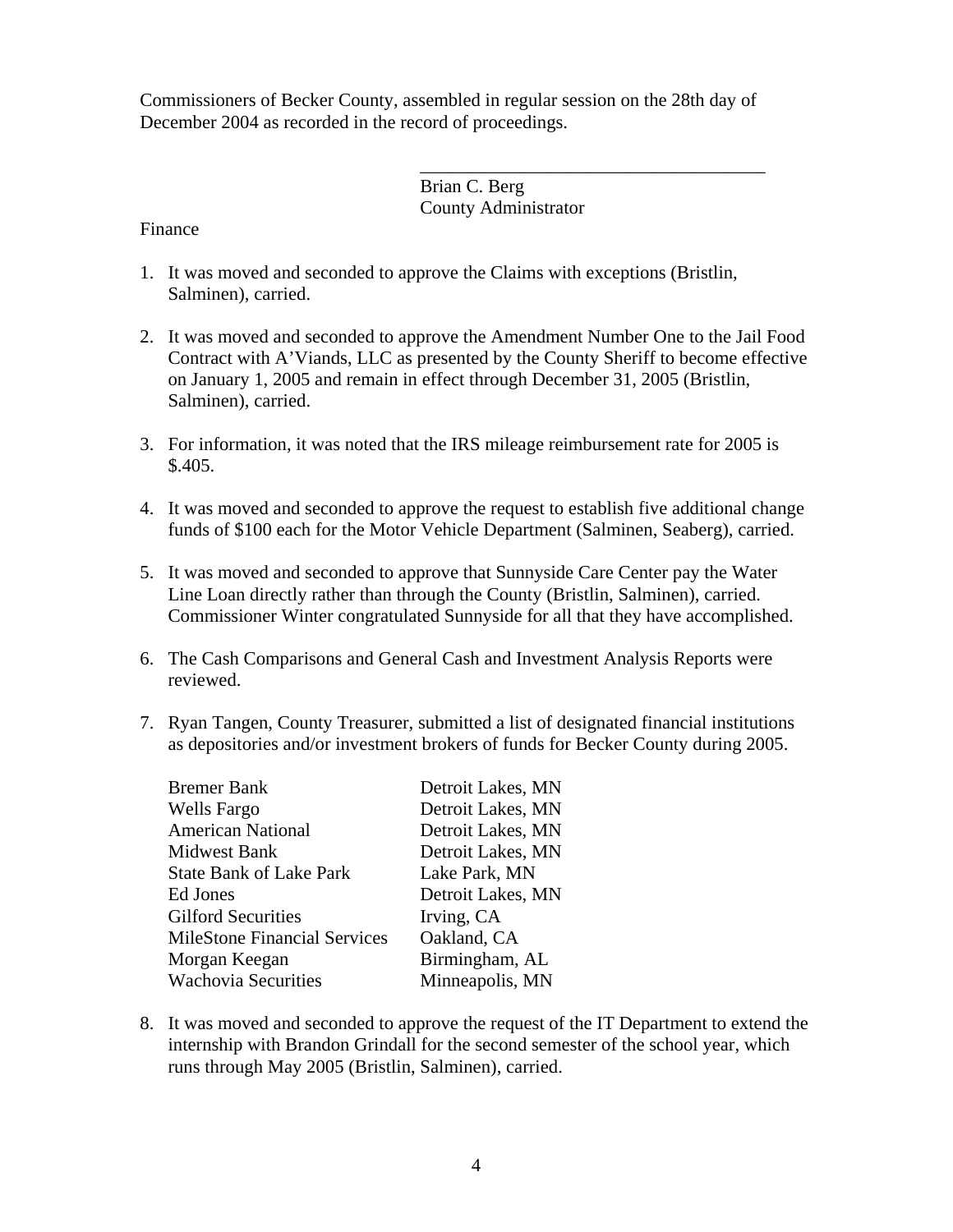Commissioners of Becker County, assembled in regular session on the 28th day of December 2004 as recorded in the record of proceedings.

\_\_\_\_\_\_\_\_\_\_\_\_\_\_\_\_\_\_\_\_\_\_\_\_\_\_\_\_\_\_\_\_\_\_\_\_\_\_

Brian C. Berg
County Administrator

Finance

1. It was moved and seconded to approve the Claims with exceptions (Bristlin, Salminen), carried.

2. It was moved and seconded to approve the Amendment Number One to the Jail Food Contract with A'Viands, LLC as presented by the County Sheriff to become effective on January 1, 2005 and remain in effect through December 31, 2005 (Bristlin, Salminen), carried.

3. For information, it was noted that the IRS mileage reimbursement rate for 2005 is $.405.

4. It was moved and seconded to approve the request to establish five additional change funds of $100 each for the Motor Vehicle Department (Salminen, Seaberg), carried.

5. It was moved and seconded to approve that Sunnyside Care Center pay the Water Line Loan directly rather than through the County (Bristlin, Salminen), carried. Commissioner Winter congratulated Sunnyside for all that they have accomplished.

6. The Cash Comparisons and General Cash and Investment Analysis Reports were reviewed.

7. Ryan Tangen, County Treasurer, submitted a list of designated financial institutions as depositories and/or investment brokers of funds for Becker County during 2005.

| | |
|---|---|
| Bremer Bank | Detroit Lakes, MN |
| Wells Fargo | Detroit Lakes, MN |
| American National | Detroit Lakes, MN |
| Midwest Bank | Detroit Lakes, MN |
| State Bank of Lake Park | Lake Park, MN |
| Ed Jones | Detroit Lakes, MN |
| Gilford Securities | Irving, CA |
| MileStone Financial Services | Oakland, CA |
| Morgan Keegan | Birmingham, AL |
| Wachovia Securities | Minneapolis, MN |

8. It was moved and seconded to approve the request of the IT Department to extend the internship with Brandon Grindall for the second semester of the school year, which runs through May 2005 (Bristlin, Salminen), carried.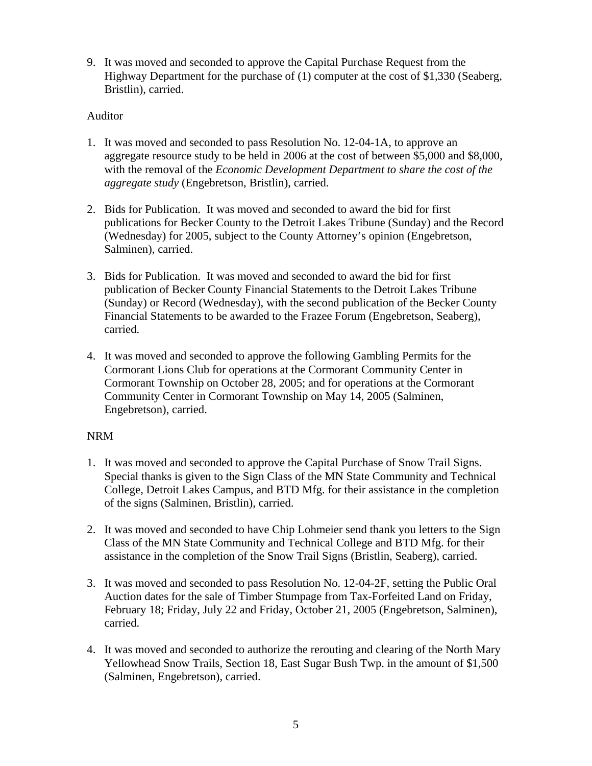9. It was moved and seconded to approve the Capital Purchase Request from the Highway Department for the purchase of (1) computer at the cost of $1,330 (Seaberg, Bristlin), carried.

Auditor

1. It was moved and seconded to pass Resolution No. 12-04-1A, to approve an aggregate resource study to be held in 2006 at the cost of between $5,000 and $8,000, with the removal of the *Economic Development Department to share the cost of the aggregate study* (Engebretson, Bristlin), carried.

2. Bids for Publication. It was moved and seconded to award the bid for first publications for Becker County to the Detroit Lakes Tribune (Sunday) and the Record (Wednesday) for 2005, subject to the County Attorney's opinion (Engebretson, Salminen), carried.

3. Bids for Publication. It was moved and seconded to award the bid for first publication of Becker County Financial Statements to the Detroit Lakes Tribune (Sunday) or Record (Wednesday), with the second publication of the Becker County Financial Statements to be awarded to the Frazee Forum (Engebretson, Seaberg), carried.

4. It was moved and seconded to approve the following Gambling Permits for the Cormorant Lions Club for operations at the Cormorant Community Center in Cormorant Township on October 28, 2005; and for operations at the Cormorant Community Center in Cormorant Township on May 14, 2005 (Salminen, Engebretson), carried.

NRM

1. It was moved and seconded to approve the Capital Purchase of Snow Trail Signs. Special thanks is given to the Sign Class of the MN State Community and Technical College, Detroit Lakes Campus, and BTD Mfg. for their assistance in the completion of the signs (Salminen, Bristlin), carried.

2. It was moved and seconded to have Chip Lohmeier send thank you letters to the Sign Class of the MN State Community and Technical College and BTD Mfg. for their assistance in the completion of the Snow Trail Signs (Bristlin, Seaberg), carried.

3. It was moved and seconded to pass Resolution No. 12-04-2F, setting the Public Oral Auction dates for the sale of Timber Stumpage from Tax-Forfeited Land on Friday, February 18; Friday, July 22 and Friday, October 21, 2005 (Engebretson, Salminen), carried.

4. It was moved and seconded to authorize the rerouting and clearing of the North Mary Yellowhead Snow Trails, Section 18, East Sugar Bush Twp. in the amount of $1,500 (Salminen, Engebretson), carried.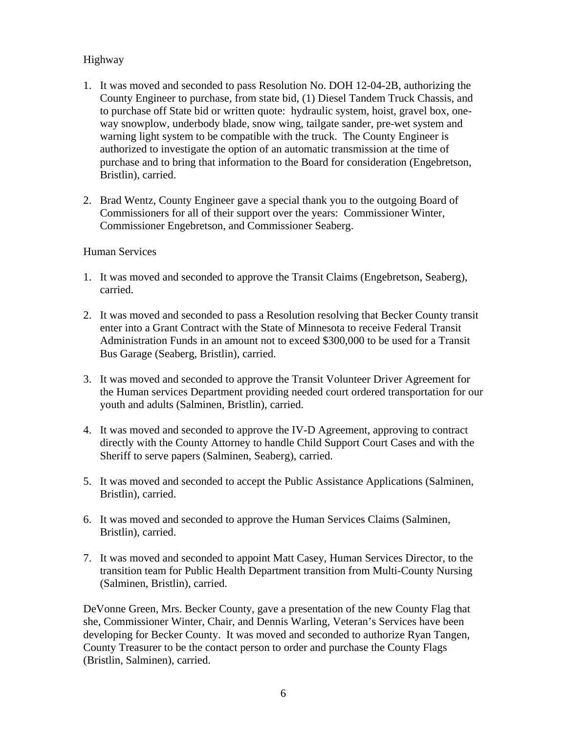Highway

1. It was moved and seconded to pass Resolution No. DOH 12-04-2B, authorizing the County Engineer to purchase, from state bid, (1) Diesel Tandem Truck Chassis, and to purchase off State bid or written quote: hydraulic system, hoist, gravel box, one-way snowplow, underbody blade, snow wing, tailgate sander, pre-wet system and warning light system to be compatible with the truck. The County Engineer is authorized to investigate the option of an automatic transmission at the time of purchase and to bring that information to the Board for consideration (Engebretson, Bristlin), carried.

2. Brad Wentz, County Engineer gave a special thank you to the outgoing Board of Commissioners for all of their support over the years: Commissioner Winter, Commissioner Engebretson, and Commissioner Seaberg.

Human Services

1. It was moved and seconded to approve the Transit Claims (Engebretson, Seaberg), carried.

2. It was moved and seconded to pass a Resolution resolving that Becker County transit enter into a Grant Contract with the State of Minnesota to receive Federal Transit Administration Funds in an amount not to exceed $300,000 to be used for a Transit Bus Garage (Seaberg, Bristlin), carried.

3. It was moved and seconded to approve the Transit Volunteer Driver Agreement for the Human services Department providing needed court ordered transportation for our youth and adults (Salminen, Bristlin), carried.

4. It was moved and seconded to approve the IV-D Agreement, approving to contract directly with the County Attorney to handle Child Support Court Cases and with the Sheriff to serve papers (Salminen, Seaberg), carried.

5. It was moved and seconded to accept the Public Assistance Applications (Salminen, Bristlin), carried.

6. It was moved and seconded to approve the Human Services Claims (Salminen, Bristlin), carried.

7. It was moved and seconded to appoint Matt Casey, Human Services Director, to the transition team for Public Health Department transition from Multi-County Nursing (Salminen, Bristlin), carried.

DeVonne Green, Mrs. Becker County, gave a presentation of the new County Flag that she, Commissioner Winter, Chair, and Dennis Warling, Veteran's Services have been developing for Becker County. It was moved and seconded to authorize Ryan Tangen, County Treasurer to be the contact person to order and purchase the County Flags (Bristlin, Salminen), carried.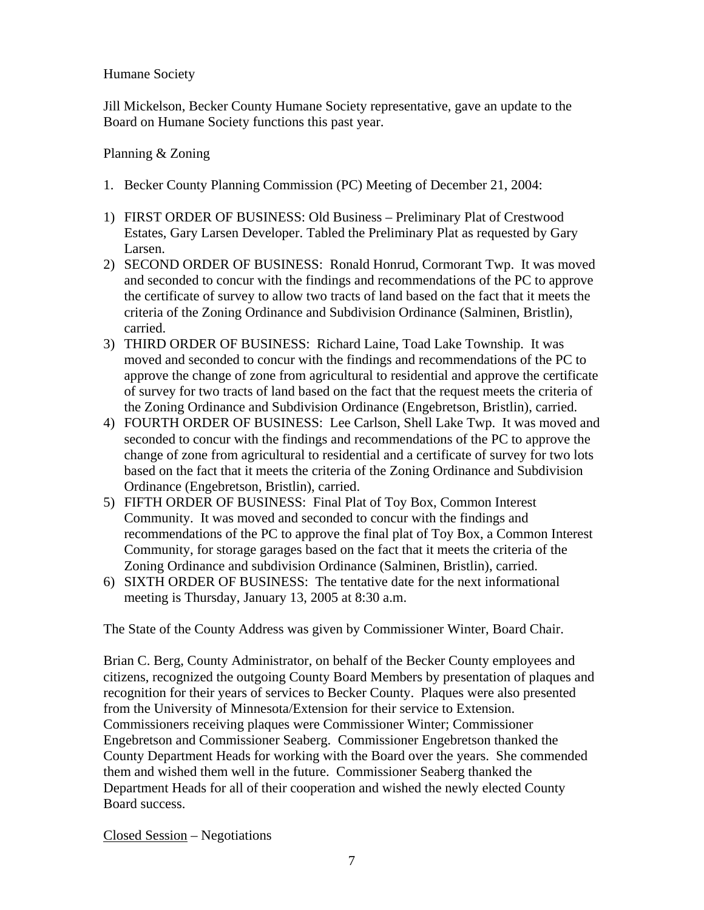Humane Society

Jill Mickelson, Becker County Humane Society representative, gave an update to the Board on Humane Society functions this past year.

Planning & Zoning

1. Becker County Planning Commission (PC) Meeting of December 21, 2004:

1) FIRST ORDER OF BUSINESS: Old Business – Preliminary Plat of Crestwood Estates, Gary Larsen Developer. Tabled the Preliminary Plat as requested by Gary Larsen.
2) SECOND ORDER OF BUSINESS: Ronald Honrud, Cormorant Twp. It was moved and seconded to concur with the findings and recommendations of the PC to approve the certificate of survey to allow two tracts of land based on the fact that it meets the criteria of the Zoning Ordinance and Subdivision Ordinance (Salminen, Bristlin), carried.
3) THIRD ORDER OF BUSINESS: Richard Laine, Toad Lake Township. It was moved and seconded to concur with the findings and recommendations of the PC to approve the change of zone from agricultural to residential and approve the certificate of survey for two tracts of land based on the fact that the request meets the criteria of the Zoning Ordinance and Subdivision Ordinance (Engebretson, Bristlin), carried.
4) FOURTH ORDER OF BUSINESS: Lee Carlson, Shell Lake Twp. It was moved and seconded to concur with the findings and recommendations of the PC to approve the change of zone from agricultural to residential and a certificate of survey for two lots based on the fact that it meets the criteria of the Zoning Ordinance and Subdivision Ordinance (Engebretson, Bristlin), carried.
5) FIFTH ORDER OF BUSINESS: Final Plat of Toy Box, Common Interest Community. It was moved and seconded to concur with the findings and recommendations of the PC to approve the final plat of Toy Box, a Common Interest Community, for storage garages based on the fact that it meets the criteria of the Zoning Ordinance and subdivision Ordinance (Salminen, Bristlin), carried.
6) SIXTH ORDER OF BUSINESS: The tentative date for the next informational meeting is Thursday, January 13, 2005 at 8:30 a.m.

The State of the County Address was given by Commissioner Winter, Board Chair.

Brian C. Berg, County Administrator, on behalf of the Becker County employees and citizens, recognized the outgoing County Board Members by presentation of plaques and recognition for their years of services to Becker County. Plaques were also presented from the University of Minnesota/Extension for their service to Extension. Commissioners receiving plaques were Commissioner Winter; Commissioner Engebretson and Commissioner Seaberg. Commissioner Engebretson thanked the County Department Heads for working with the Board over the years. She commended them and wished them well in the future. Commissioner Seaberg thanked the Department Heads for all of their cooperation and wished the newly elected County Board success.

<u>Closed Session</u> – Negotiations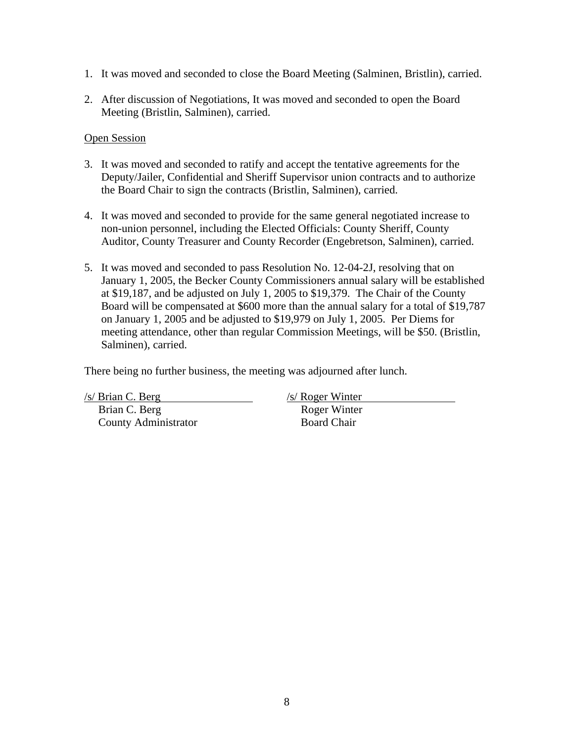1. It was moved and seconded to close the Board Meeting (Salminen, Bristlin), carried.

2. After discussion of Negotiations, It was moved and seconded to open the Board Meeting (Bristlin, Salminen), carried.

<u>Open Session</u>

3. It was moved and seconded to ratify and accept the tentative agreements for the Deputy/Jailer, Confidential and Sheriff Supervisor union contracts and to authorize the Board Chair to sign the contracts (Bristlin, Salminen), carried.

4. It was moved and seconded to provide for the same general negotiated increase to non-union personnel, including the Elected Officials: County Sheriff, County Auditor, County Treasurer and County Recorder (Engebretson, Salminen), carried.

5. It was moved and seconded to pass Resolution No. 12-04-2J, resolving that on January 1, 2005, the Becker County Commissioners annual salary will be established at $19,187, and be adjusted on July 1, 2005 to $19,379. The Chair of the County Board will be compensated at $600 more than the annual salary for a total of $19,787 on January 1, 2005 and be adjusted to $19,979 on July 1, 2005. Per Diems for meeting attendance, other than regular Commission Meetings, will be $50. (Bristlin, Salminen), carried.

There being no further business, the meeting was adjourned after lunch.

| | |
|---|---|
| /s/ Brian C. Berg | /s/ Roger Winter |
| Brian C. Berg | Roger Winter |
| County Administrator | Board Chair |